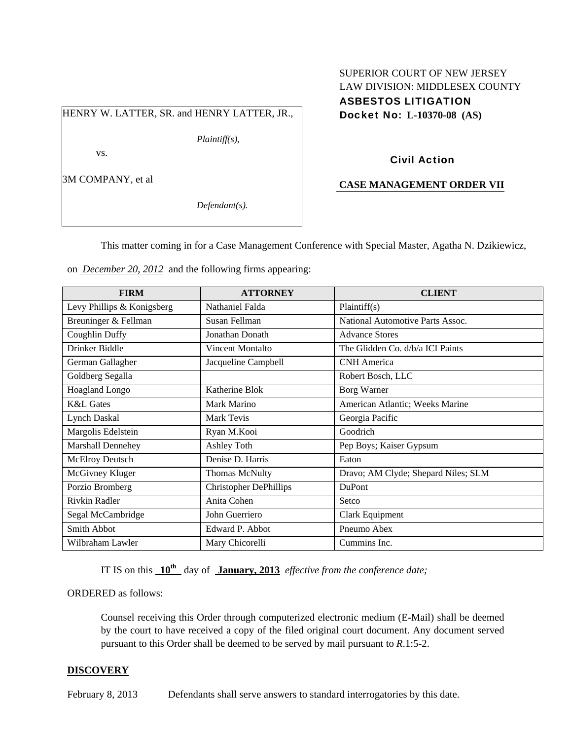SUPERIOR COURT OF NEW JERSEY
LAW DIVISION: MIDDLESEX COUNTY
**ASBESTOS LITIGATION**
**Docket No: L-10370-08 (AS)**

HENRY W. LATTER, SR. and HENRY LATTER, JR.,

*Plaintiff(s),*

vs.

3M COMPANY, et al

*Defendant(s).*

**Civil Action**

**CASE MANAGEMENT ORDER VII**

This matter coming in for a Case Management Conference with Special Master, Agatha N. Dzikiewicz, on *December 20, 2012* and the following firms appearing:

| FIRM | ATTORNEY | CLIENT |
|---|---|---|
| Levy Phillips & Konigsberg | Nathaniel Falda | Plaintiff(s) |
| Breuninger & Fellman | Susan Fellman | National Automotive Parts Assoc. |
| Coughlin Duffy | Jonathan Donath | Advance Stores |
| Drinker Biddle | Vincent Montalto | The Glidden Co. d/b/a ICI Paints |
| German Gallagher | Jacqueline Campbell | CNH America |
| Goldberg Segalla | | Robert Bosch, LLC |
| Hoagland Longo | Katherine Blok | Borg Warner |
| K&L Gates | Mark Marino | American Atlantic; Weeks Marine |
| Lynch Daskal | Mark Tevis | Georgia Pacific |
| Margolis Edelstein | Ryan M.Kooi | Goodrich |
| Marshall Dennehey | Ashley Toth | Pep Boys; Kaiser Gypsum |
| McElroy Deutsch | Denise D. Harris | Eaton |
| McGivney Kluger | Thomas McNulty | Dravo; AM Clyde; Shepard Niles; SLM |
| Porzio Bromberg | Christopher DePhillips | DuPont |
| Rivkin Radler | Anita Cohen | Setco |
| Segal McCambridge | John Guerriero | Clark Equipment |
| Smith Abbot | Edward P. Abbot | Pneumo Abex |
| Wilbraham Lawler | Mary Chicorelli | Cummins Inc. |

IT IS on this **10th** day of **January, 2013** *effective from the conference date;*

ORDERED as follows:

Counsel receiving this Order through computerized electronic medium (E-Mail) shall be deemed by the court to have received a copy of the filed original court document. Any document served pursuant to this Order shall be deemed to be served by mail pursuant to *R*.1:5-2.

**DISCOVERY**

February 8, 2013 Defendants shall serve answers to standard interrogatories by this date.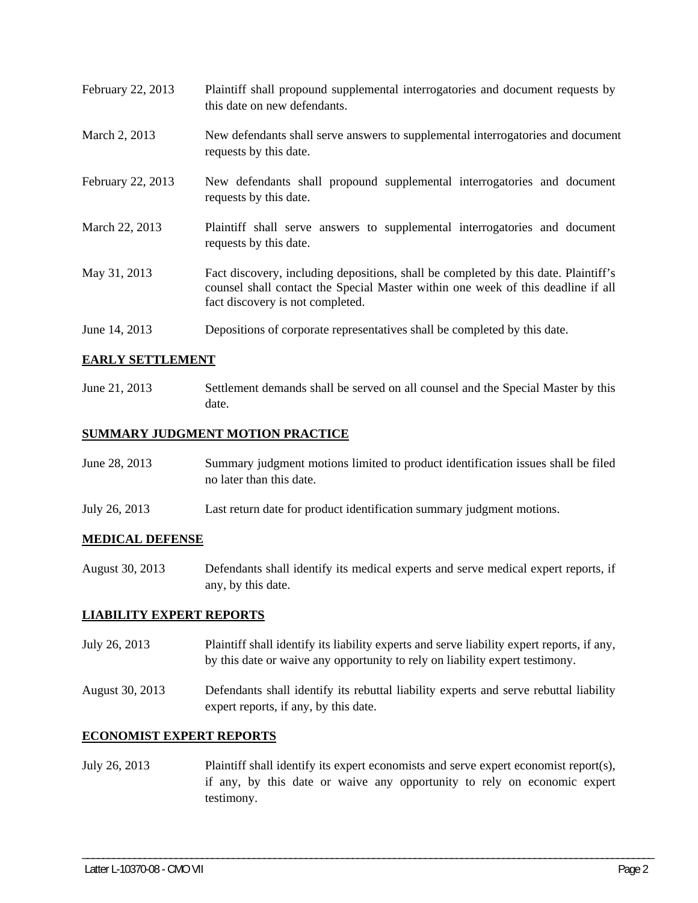| | |
|---|---|
| February 22, 2013 | Plaintiff shall propound supplemental interrogatories and document requests by this date on new defendants. |
| March 2, 2013 | New defendants shall serve answers to supplemental interrogatories and document requests by this date. |
| February 22, 2013 | New defendants shall propound supplemental interrogatories and document requests by this date. |
| March 22, 2013 | Plaintiff shall serve answers to supplemental interrogatories and document requests by this date. |
| May 31, 2013 | Fact discovery, including depositions, shall be completed by this date. Plaintiff's counsel shall contact the Special Master within one week of this deadline if all fact discovery is not completed. |
| June 14, 2013 | Depositions of corporate representatives shall be completed by this date. |

**EARLY SETTLEMENT**

| | |
|---|---|
| June 21, 2013 | Settlement demands shall be served on all counsel and the Special Master by this date. |

**SUMMARY JUDGMENT MOTION PRACTICE**

| | |
|---|---|
| June 28, 2013 | Summary judgment motions limited to product identification issues shall be filed no later than this date. |
| July 26, 2013 | Last return date for product identification summary judgment motions. |

**MEDICAL DEFENSE**

| | |
|---|---|
| August 30, 2013 | Defendants shall identify its medical experts and serve medical expert reports, if any, by this date. |

**LIABILITY EXPERT REPORTS**

| | |
|---|---|
| July 26, 2013 | Plaintiff shall identify its liability experts and serve liability expert reports, if any, by this date or waive any opportunity to rely on liability expert testimony. |
| August 30, 2013 | Defendants shall identify its rebuttal liability experts and serve rebuttal liability expert reports, if any, by this date. |

**ECONOMIST EXPERT REPORTS**

| | |
|---|---|
| July 26, 2013 | Plaintiff shall identify its expert economists and serve expert economist report(s), if any, by this date or waive any opportunity to rely on economic expert testimony. |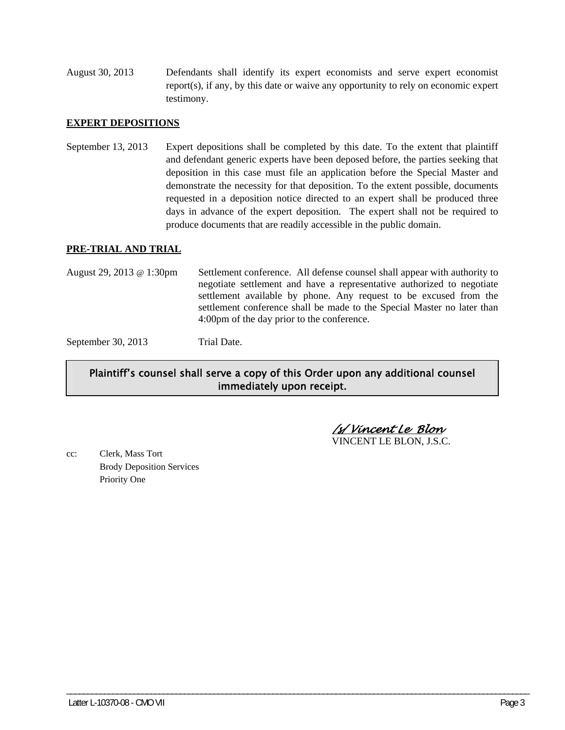August 30, 2013 Defendants shall identify its expert economists and serve expert economist report(s), if any, by this date or waive any opportunity to rely on economic expert testimony.

**EXPERT DEPOSITIONS**

September 13, 2013 Expert depositions shall be completed by this date. To the extent that plaintiff and defendant generic experts have been deposed before, the parties seeking that deposition in this case must file an application before the Special Master and demonstrate the necessity for that deposition. To the extent possible, documents requested in a deposition notice directed to an expert shall be produced three days in advance of the expert deposition. The expert shall not be required to produce documents that are readily accessible in the public domain.

**PRE-TRIAL AND TRIAL**

August 29, 2013 @ 1:30pm Settlement conference. All defense counsel shall appear with authority to negotiate settlement and have a representative authorized to negotiate settlement available by phone. Any request to be excused from the settlement conference shall be made to the Special Master no later than 4:00pm of the day prior to the conference.

September 30, 2013 Trial Date.

**Plaintiff's counsel shall serve a copy of this Order upon any additional counsel immediately upon receipt.**

*/s/ Vincent Le Blon*
VINCENT LE BLON, J.S.C.

cc: Clerk, Mass Tort
Brody Deposition Services
Priority One